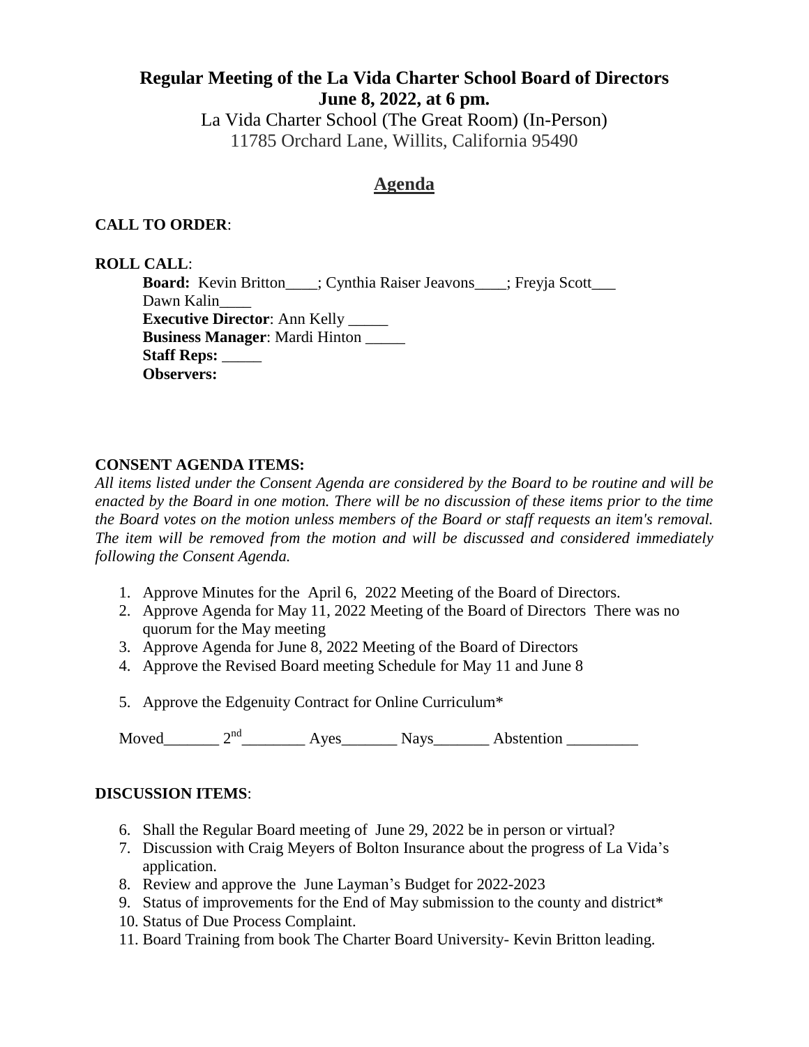# Regular Meeting of the La Vida Charter School Board of Directors
# June 8, 2022, at 6 pm.

La Vida Charter School (The Great Room) (In-Person)
11785 Orchard Lane, Willits, California 95490

## Agenda

**CALL TO ORDER**:

**ROLL CALL**:

**Board:** Kevin Britton____; Cynthia Raiser Jeavons____; Freyja Scott___
Dawn Kalin____
**Executive Director**: Ann Kelly _____
**Business Manager**: Mardi Hinton _____
**Staff Reps:** _____
**Observers:**

**CONSENT AGENDA ITEMS:**

*All items listed under the Consent Agenda are considered by the Board to be routine and will be enacted by the Board in one motion. There will be no discussion of these items prior to the time the Board votes on the motion unless members of the Board or staff requests an item's removal. The item will be removed from the motion and will be discussed and considered immediately following the Consent Agenda.*

1. Approve Minutes for the April 6, 2022 Meeting of the Board of Directors.
2. Approve Agenda for May 11, 2022 Meeting of the Board of Directors There was no quorum for the May meeting
3. Approve Agenda for June 8, 2022 Meeting of the Board of Directors
4. Approve the Revised Board meeting Schedule for May 11 and June 8
5. Approve the Edgenuity Contract for Online Curriculum*

Moved_______ 2nd________ Ayes_______ Nays_______ Abstention _________

**DISCUSSION ITEMS**:

6. Shall the Regular Board meeting of June 29, 2022 be in person or virtual?
7. Discussion with Craig Meyers of Bolton Insurance about the progress of La Vida's application.
8. Review and approve the June Layman's Budget for 2022-2023
9. Status of improvements for the End of May submission to the county and district*
10. Status of Due Process Complaint.
11. Board Training from book The Charter Board University- Kevin Britton leading.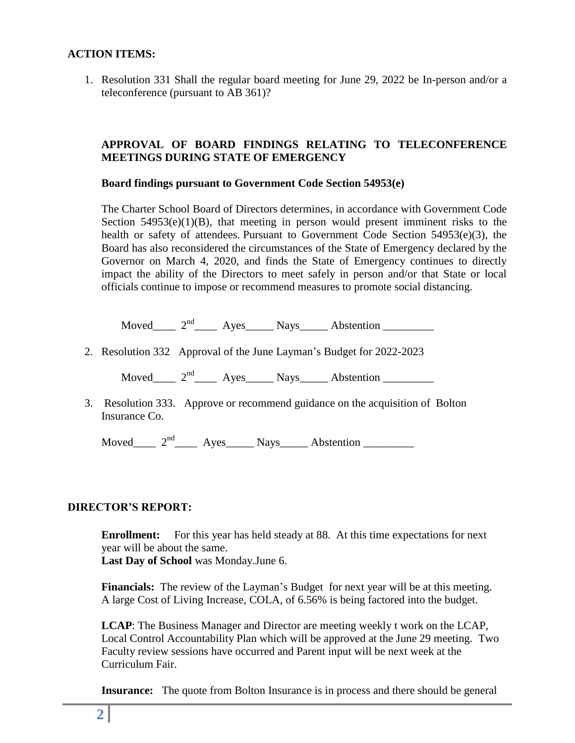## ACTION ITEMS:

1. Resolution 331 Shall the regular board meeting for June 29, 2022 be In-person and/or a teleconference (pursuant to AB 361)?

   **APPROVAL OF BOARD FINDINGS RELATING TO TELECONFERENCE MEETINGS DURING STATE OF EMERGENCY**

   **Board findings pursuant to Government Code Section 54953(e)**

   The Charter School Board of Directors determines, in accordance with Government Code Section 54953(e)(1)(B), that meeting in person would present imminent risks to the health or safety of attendees. Pursuant to Government Code Section 54953(e)(3), the Board has also reconsidered the circumstances of the State of Emergency declared by the Governor on March 4, 2020, and finds the State of Emergency continues to directly impact the ability of the Directors to meet safely in person and/or that State or local officials continue to impose or recommend measures to promote social distancing.

   Moved____ 2nd____ Ayes_____ Nays_____ Abstention _________

2. Resolution 332 Approval of the June Layman's Budget for 2022-2023

   Moved____ 2nd____ Ayes_____ Nays_____ Abstention _________

3. Resolution 333. Approve or recommend guidance on the acquisition of Bolton Insurance Co.

   Moved____ 2nd____ Ayes_____ Nays_____ Abstention _________

## DIRECTOR'S REPORT:

**Enrollment:** For this year has held steady at 88. At this time expectations for next year will be about the same.
**Last Day of School** was Monday.June 6.

**Financials:** The review of the Layman's Budget for next year will be at this meeting. A large Cost of Living Increase, COLA, of 6.56% is being factored into the budget.

**LCAP**: The Business Manager and Director are meeting weekly t work on the LCAP, Local Control Accountability Plan which will be approved at the June 29 meeting. Two Faculty review sessions have occurred and Parent input will be next week at the Curriculum Fair.

**Insurance:** The quote from Bolton Insurance is in process and there should be general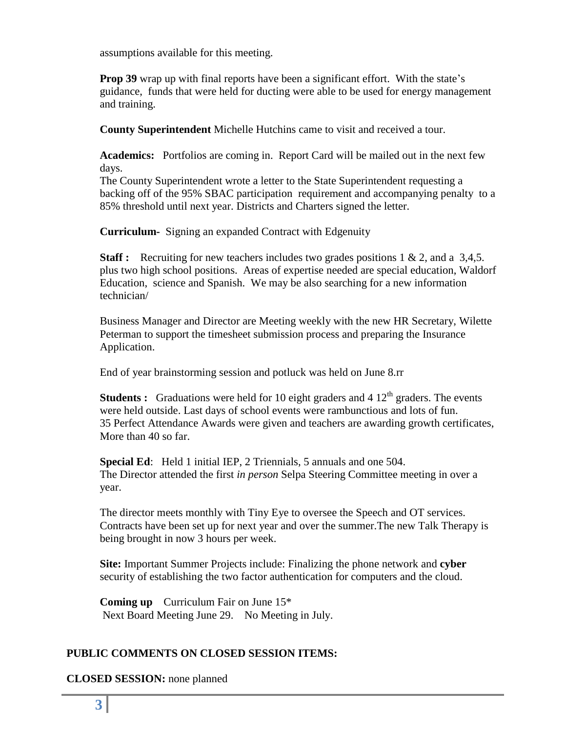assumptions available for this meeting.

**Prop 39** wrap up with final reports have been a significant effort. With the state's guidance, funds that were held for ducting were able to be used for energy management and training.

**County Superintendent** Michelle Hutchins came to visit and received a tour.

**Academics:** Portfolios are coming in. Report Card will be mailed out in the next few days.
The County Superintendent wrote a letter to the State Superintendent requesting a backing off of the 95% SBAC participation requirement and accompanying penalty to a 85% threshold until next year. Districts and Charters signed the letter.

**Curriculum-** Signing an expanded Contract with Edgenuity

**Staff :** Recruiting for new teachers includes two grades positions 1 & 2, and a 3,4,5. plus two high school positions. Areas of expertise needed are special education, Waldorf Education, science and Spanish. We may be also searching for a new information technician/

Business Manager and Director are Meeting weekly with the new HR Secretary, Wilette Peterman to support the timesheet submission process and preparing the Insurance Application.

End of year brainstorming session and potluck was held on June 8.rr

**Students :** Graduations were held for 10 eight graders and 4 12th graders. The events were held outside. Last days of school events were rambunctious and lots of fun.
35 Perfect Attendance Awards were given and teachers are awarding growth certificates, More than 40 so far.

**Special Ed**: Held 1 initial IEP, 2 Triennials, 5 annuals and one 504.
The Director attended the first *in person* Selpa Steering Committee meeting in over a year.

The director meets monthly with Tiny Eye to oversee the Speech and OT services. Contracts have been set up for next year and over the summer.The new Talk Therapy is being brought in now 3 hours per week.

**Site:** Important Summer Projects include: Finalizing the phone network and **cyber** security of establishing the two factor authentication for computers and the cloud.

**Coming up** Curriculum Fair on June 15*
Next Board Meeting June 29. No Meeting in July.

**PUBLIC COMMENTS ON CLOSED SESSION ITEMS:**

**CLOSED SESSION:** none planned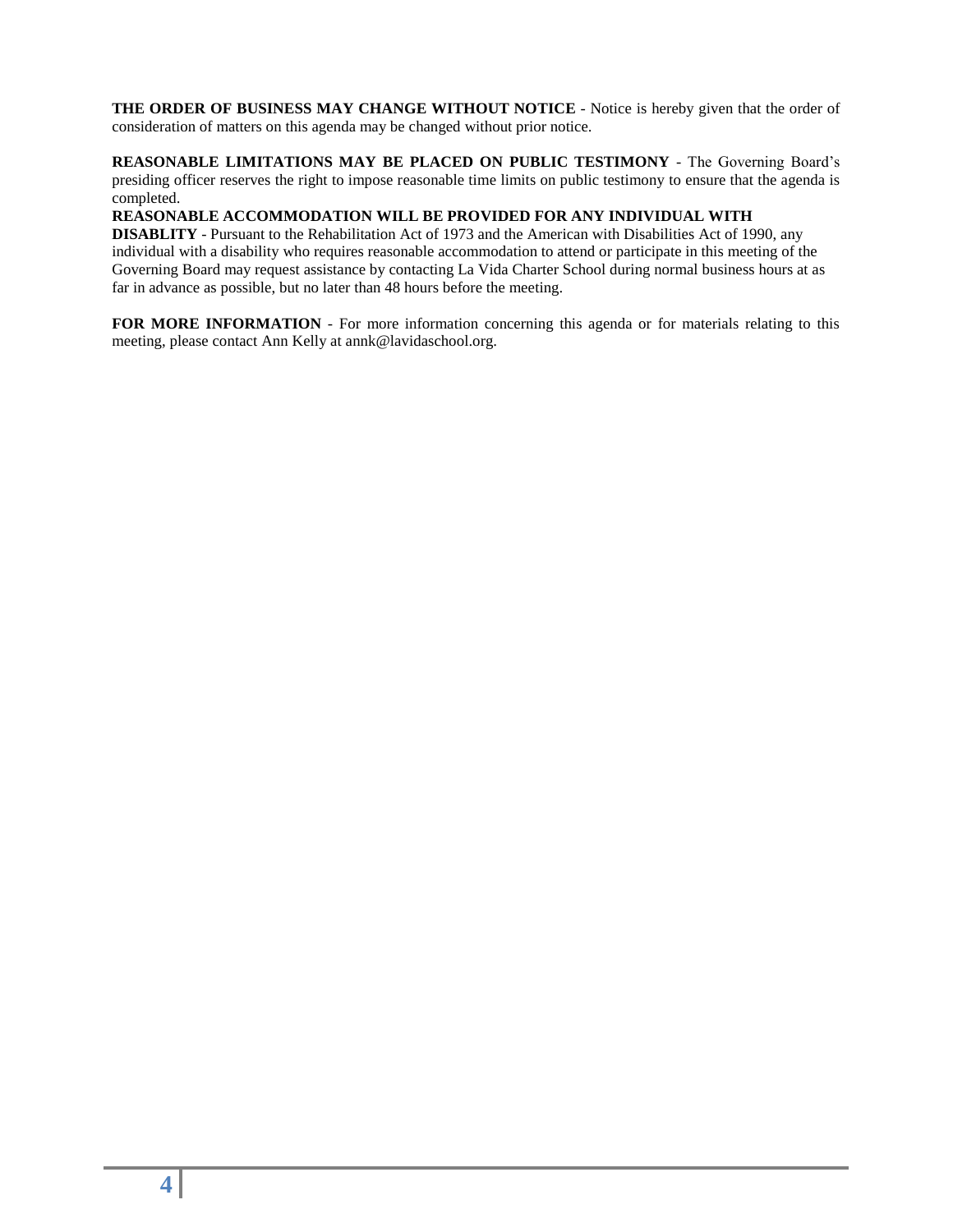**THE ORDER OF BUSINESS MAY CHANGE WITHOUT NOTICE** - Notice is hereby given that the order of consideration of matters on this agenda may be changed without prior notice.

**REASONABLE LIMITATIONS MAY BE PLACED ON PUBLIC TESTIMONY** - The Governing Board's presiding officer reserves the right to impose reasonable time limits on public testimony to ensure that the agenda is completed.

**REASONABLE ACCOMMODATION WILL BE PROVIDED FOR ANY INDIVIDUAL WITH DISABLITY** - Pursuant to the Rehabilitation Act of 1973 and the American with Disabilities Act of 1990, any individual with a disability who requires reasonable accommodation to attend or participate in this meeting of the Governing Board may request assistance by contacting La Vida Charter School during normal business hours at as far in advance as possible, but no later than 48 hours before the meeting.

**FOR MORE INFORMATION** - For more information concerning this agenda or for materials relating to this meeting, please contact Ann Kelly at annk@lavidaschool.org.